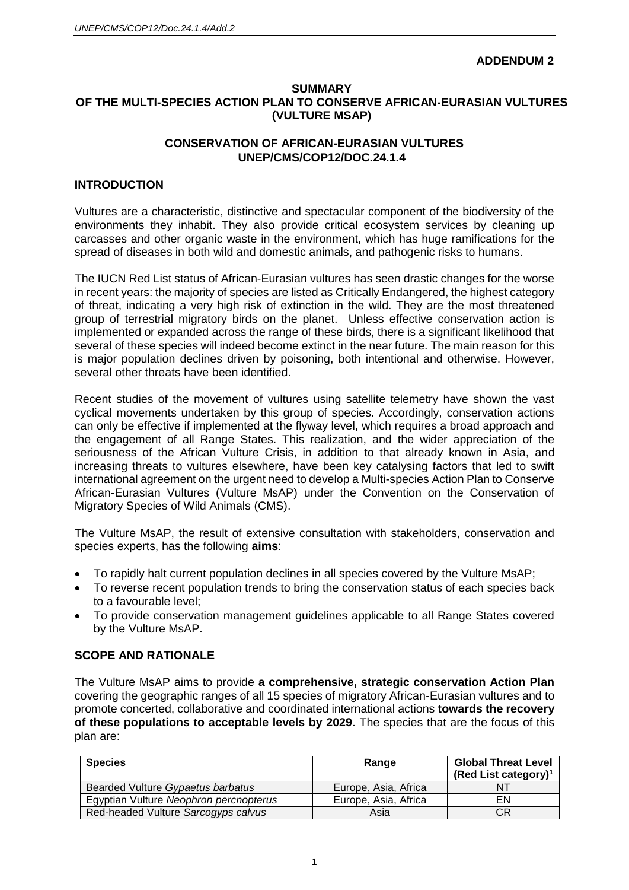**ADDENDUM 2**

**SUMMARY**
**OF THE MULTI-SPECIES ACTION PLAN TO CONSERVE AFRICAN-EURASIAN VULTURES (VULTURE MSAP)**

**CONSERVATION OF AFRICAN-EURASIAN VULTURES**
**UNEP/CMS/COP12/DOC.24.1.4**

## INTRODUCTION

Vultures are a characteristic, distinctive and spectacular component of the biodiversity of the environments they inhabit. They also provide critical ecosystem services by cleaning up carcasses and other organic waste in the environment, which has huge ramifications for the spread of diseases in both wild and domestic animals, and pathogenic risks to humans.

The IUCN Red List status of African-Eurasian vultures has seen drastic changes for the worse in recent years: the majority of species are listed as Critically Endangered, the highest category of threat, indicating a very high risk of extinction in the wild. They are the most threatened group of terrestrial migratory birds on the planet. Unless effective conservation action is implemented or expanded across the range of these birds, there is a significant likelihood that several of these species will indeed become extinct in the near future. The main reason for this is major population declines driven by poisoning, both intentional and otherwise. However, several other threats have been identified.

Recent studies of the movement of vultures using satellite telemetry have shown the vast cyclical movements undertaken by this group of species. Accordingly, conservation actions can only be effective if implemented at the flyway level, which requires a broad approach and the engagement of all Range States. This realization, and the wider appreciation of the seriousness of the African Vulture Crisis, in addition to that already known in Asia, and increasing threats to vultures elsewhere, have been key catalysing factors that led to swift international agreement on the urgent need to develop a Multi-species Action Plan to Conserve African-Eurasian Vultures (Vulture MsAP) under the Convention on the Conservation of Migratory Species of Wild Animals (CMS).

The Vulture MsAP, the result of extensive consultation with stakeholders, conservation and species experts, has the following **aims**:

- To rapidly halt current population declines in all species covered by the Vulture MsAP;
- To reverse recent population trends to bring the conservation status of each species back to a favourable level;
- To provide conservation management guidelines applicable to all Range States covered by the Vulture MsAP.

## SCOPE AND RATIONALE

The Vulture MsAP aims to provide **a comprehensive, strategic conservation Action Plan** covering the geographic ranges of all 15 species of migratory African-Eurasian vultures and to promote concerted, collaborative and coordinated international actions **towards the recovery of these populations to acceptable levels by 2029**. The species that are the focus of this plan are:

| Species | Range | Global Threat Level (Red List category)[1] |
|---|---|---|
| Bearded Vulture *Gypaetus barbatus* | Europe, Asia, Africa | NT |
| Egyptian Vulture *Neophron percnopterus* | Europe, Asia, Africa | EN |
| Red-headed Vulture *Sarcogyps calvus* | Asia | CR |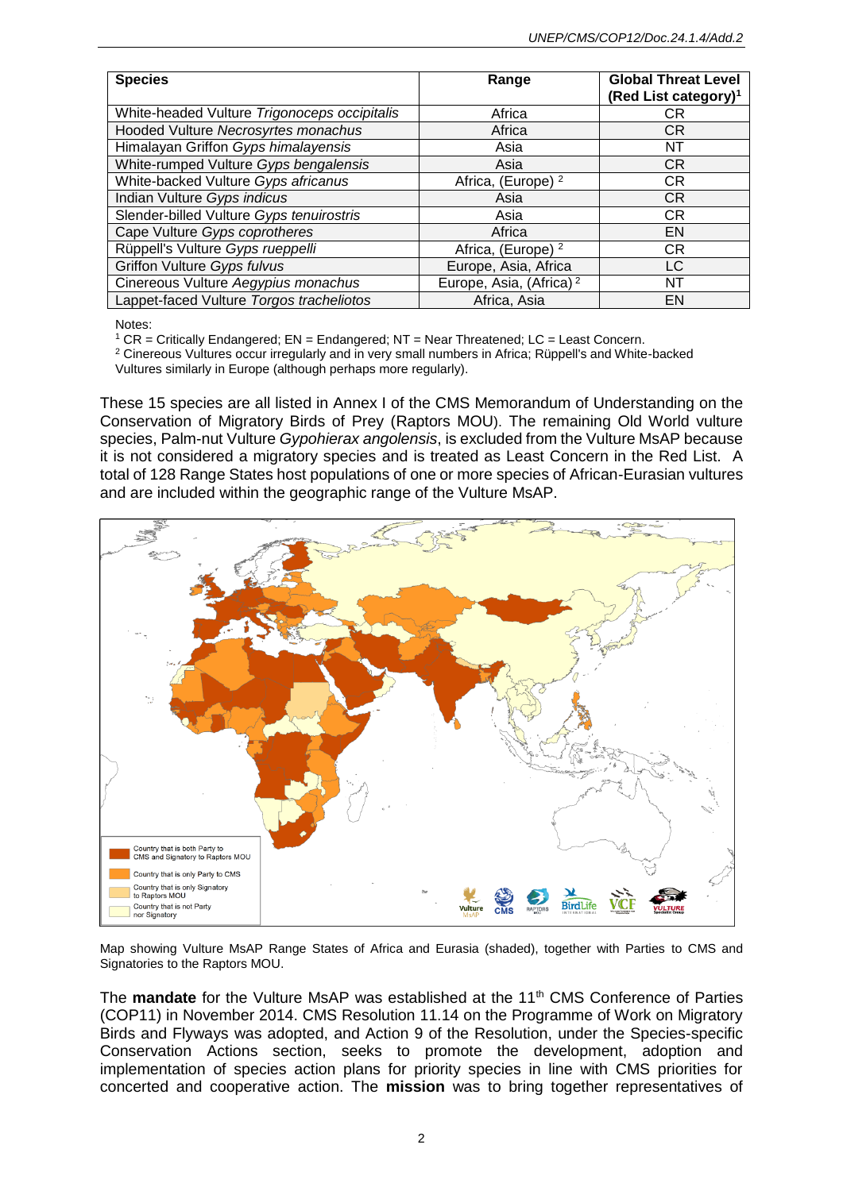| Species | Range | Global Threat Level (Red List category)[1] |
|---|---|---|
| White-headed Vulture *Trigonoceps occipitalis* | Africa | CR |
| Hooded Vulture *Necrosyrtes monachus* | Africa | CR |
| Himalayan Griffon *Gyps himalayensis* | Asia | NT |
| White-rumped Vulture *Gyps bengalensis* | Asia | CR |
| White-backed Vulture *Gyps africanus* | Africa, (Europe) [2] | CR |
| Indian Vulture *Gyps indicus* | Asia | CR |
| Slender-billed Vulture *Gyps tenuirostris* | Asia | CR |
| Cape Vulture *Gyps coprotheres* | Africa | EN |
| Rüppell's Vulture *Gyps rueppelli* | Africa, (Europe) [2] | CR |
| Griffon Vulture *Gyps fulvus* | Europe, Asia, Africa | LC |
| Cinereous Vulture *Aegypius monachus* | Europe, Asia, (Africa) [2] | NT |
| Lappet-faced Vulture *Torgos tracheliotos* | Africa, Asia | EN |

Notes:
[1] CR = Critically Endangered; EN = Endangered; NT = Near Threatened; LC = Least Concern.
[2] Cinereous Vultures occur irregularly and in very small numbers in Africa; Rüppell's and White-backed Vultures similarly in Europe (although perhaps more regularly).

These 15 species are all listed in Annex I of the CMS Memorandum of Understanding on the Conservation of Migratory Birds of Prey (Raptors MOU). The remaining Old World vulture species, Palm-nut Vulture *Gypohierax angolensis*, is excluded from the Vulture MsAP because it is not considered a migratory species and is treated as Least Concern in the Red List. A total of 128 Range States host populations of one or more species of African-Eurasian vultures and are included within the geographic range of the Vulture MsAP.

Map showing Vulture MsAP Range States of Africa and Eurasia (shaded), together with Parties to CMS and Signatories to the Raptors MOU.

The **mandate** for the Vulture MsAP was established at the 11th CMS Conference of Parties (COP11) in November 2014. CMS Resolution 11.14 on the Programme of Work on Migratory Birds and Flyways was adopted, and Action 9 of the Resolution, under the Species-specific Conservation Actions section, seeks to promote the development, adoption and implementation of species action plans for priority species in line with CMS priorities for concerted and cooperative action. The **mission** was to bring together representatives of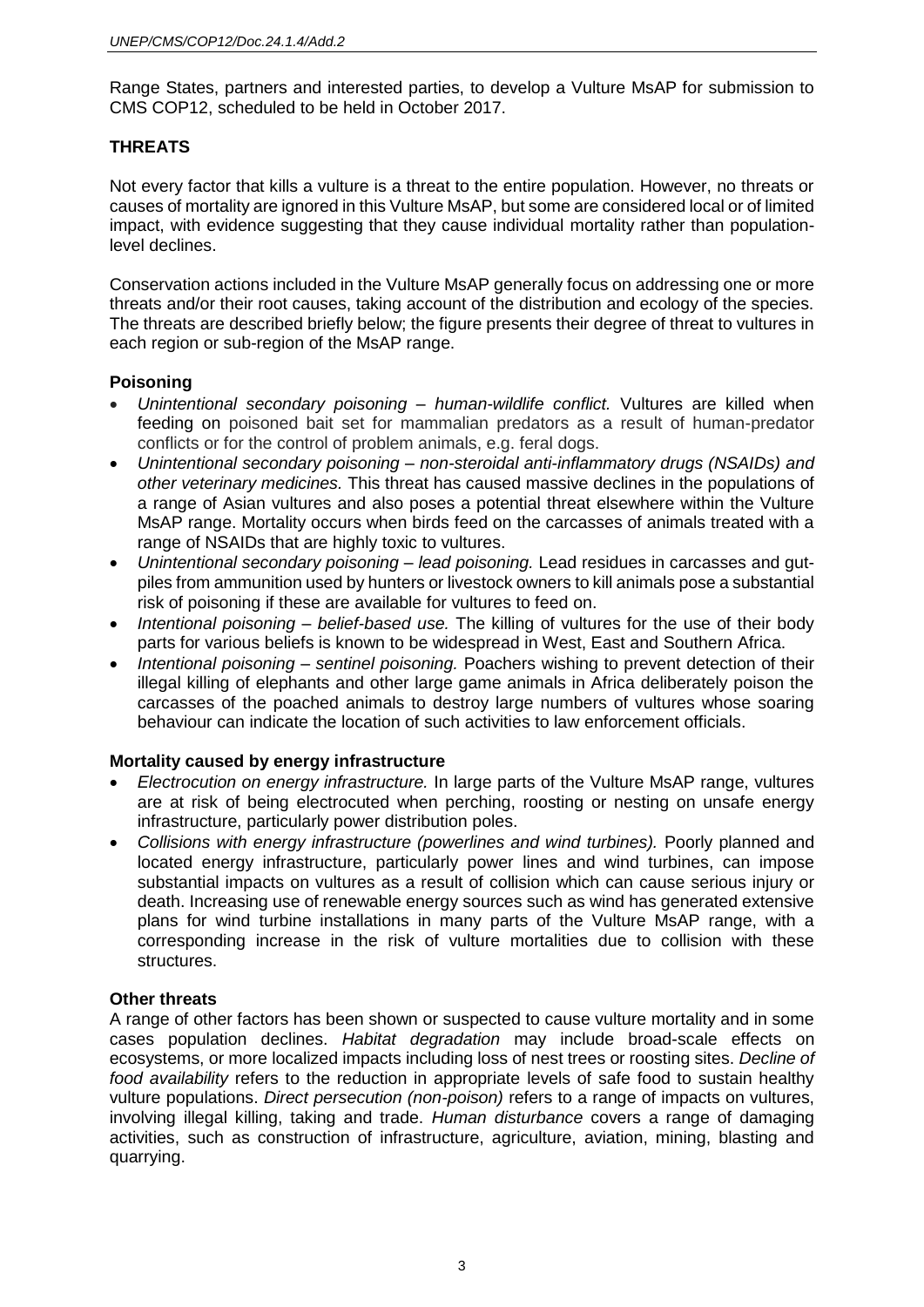Range States, partners and interested parties, to develop a Vulture MsAP for submission to CMS COP12, scheduled to be held in October 2017.

## THREATS

Not every factor that kills a vulture is a threat to the entire population. However, no threats or causes of mortality are ignored in this Vulture MsAP, but some are considered local or of limited impact, with evidence suggesting that they cause individual mortality rather than population-level declines.

Conservation actions included in the Vulture MsAP generally focus on addressing one or more threats and/or their root causes, taking account of the distribution and ecology of the species. The threats are described briefly below; the figure presents their degree of threat to vultures in each region or sub-region of the MsAP range.

### Poisoning

- *Unintentional secondary poisoning – human-wildlife conflict.* Vultures are killed when feeding on poisoned bait set for mammalian predators as a result of human-predator conflicts or for the control of problem animals, e.g. feral dogs.
- *Unintentional secondary poisoning – non-steroidal anti-inflammatory drugs (NSAIDs) and other veterinary medicines.* This threat has caused massive declines in the populations of a range of Asian vultures and also poses a potential threat elsewhere within the Vulture MsAP range. Mortality occurs when birds feed on the carcasses of animals treated with a range of NSAIDs that are highly toxic to vultures.
- *Unintentional secondary poisoning – lead poisoning.* Lead residues in carcasses and gut-piles from ammunition used by hunters or livestock owners to kill animals pose a substantial risk of poisoning if these are available for vultures to feed on.
- *Intentional poisoning – belief-based use.* The killing of vultures for the use of their body parts for various beliefs is known to be widespread in West, East and Southern Africa.
- *Intentional poisoning – sentinel poisoning.* Poachers wishing to prevent detection of their illegal killing of elephants and other large game animals in Africa deliberately poison the carcasses of the poached animals to destroy large numbers of vultures whose soaring behaviour can indicate the location of such activities to law enforcement officials.

### Mortality caused by energy infrastructure

- *Electrocution on energy infrastructure.* In large parts of the Vulture MsAP range, vultures are at risk of being electrocuted when perching, roosting or nesting on unsafe energy infrastructure, particularly power distribution poles.
- *Collisions with energy infrastructure (powerlines and wind turbines).* Poorly planned and located energy infrastructure, particularly power lines and wind turbines, can impose substantial impacts on vultures as a result of collision which can cause serious injury or death. Increasing use of renewable energy sources such as wind has generated extensive plans for wind turbine installations in many parts of the Vulture MsAP range, with a corresponding increase in the risk of vulture mortalities due to collision with these structures.

### Other threats

A range of other factors has been shown or suspected to cause vulture mortality and in some cases population declines. *Habitat degradation* may include broad-scale effects on ecosystems, or more localized impacts including loss of nest trees or roosting sites. *Decline of food availability* refers to the reduction in appropriate levels of safe food to sustain healthy vulture populations. *Direct persecution (non-poison)* refers to a range of impacts on vultures, involving illegal killing, taking and trade. *Human disturbance* covers a range of damaging activities, such as construction of infrastructure, agriculture, aviation, mining, blasting and quarrying.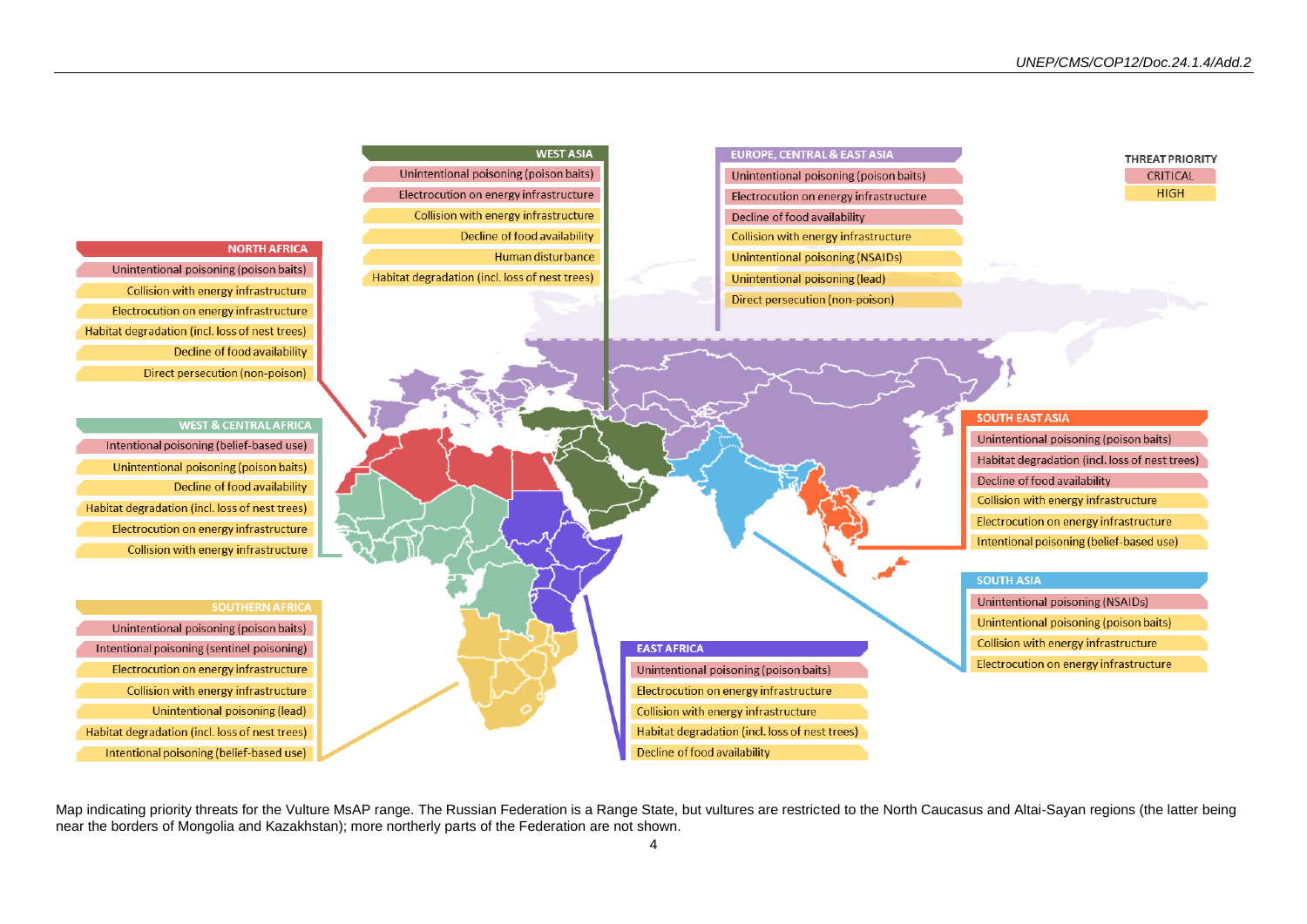THREAT PRIORITY

- CRITICAL
- HIGH

**NORTH AFRICA**

- Unintentional poisoning (poison baits)
- Collision with energy infrastructure
- Electrocution on energy infrastructure
- Habitat degradation (incl. loss of nest trees)
- Decline of food availability
- Direct persecution (non-poison)

**WEST ASIA**

- Unintentional poisoning (poison baits)
- Electrocution on energy infrastructure
- Collision with energy infrastructure
- Decline of food availability
- Human disturbance
- Habitat degradation (incl. loss of nest trees)

**EUROPE, CENTRAL & EAST ASIA**

- Unintentional poisoning (poison baits)
- Electrocution on energy infrastructure
- Decline of food availability
- Collision with energy infrastructure
- Unintentional poisoning (NSAIDs)
- Unintentional poisoning (lead)
- Direct persecution (non-poison)

**WEST & CENTRAL AFRICA**

- Intentional poisoning (belief-based use)
- Unintentional poisoning (poison baits)
- Decline of food availability
- Habitat degradation (incl. loss of nest trees)
- Electrocution on energy infrastructure
- Collision with energy infrastructure

**SOUTH EAST ASIA**

- Unintentional poisoning (poison baits)
- Habitat degradation (incl. loss of nest trees)
- Decline of food availability
- Collision with energy infrastructure
- Electrocution on energy infrastructure
- Intentional poisoning (belief-based use)

**SOUTH ASIA**

- Unintentional poisoning (NSAIDs)
- Unintentional poisoning (poison baits)
- Collision with energy infrastructure
- Electrocution on energy infrastructure

**SOUTHERN AFRICA**

- Unintentional poisoning (poison baits)
- Intentional poisoning (sentinel poisoning)
- Electrocution on energy infrastructure
- Collision with energy infrastructure
- Unintentional poisoning (lead)
- Habitat degradation (incl. loss of nest trees)
- Intentional poisoning (belief-based use)

**EAST AFRICA**

- Unintentional poisoning (poison baits)
- Electrocution on energy infrastructure
- Collision with energy infrastructure
- Habitat degradation (incl. loss of nest trees)
- Decline of food availability

Map indicating priority threats for the Vulture MsAP range. The Russian Federation is a Range State, but vultures are restricted to the North Caucasus and Altai-Sayan regions (the latter being near the borders of Mongolia and Kazakhstan); more northerly parts of the Federation are not shown.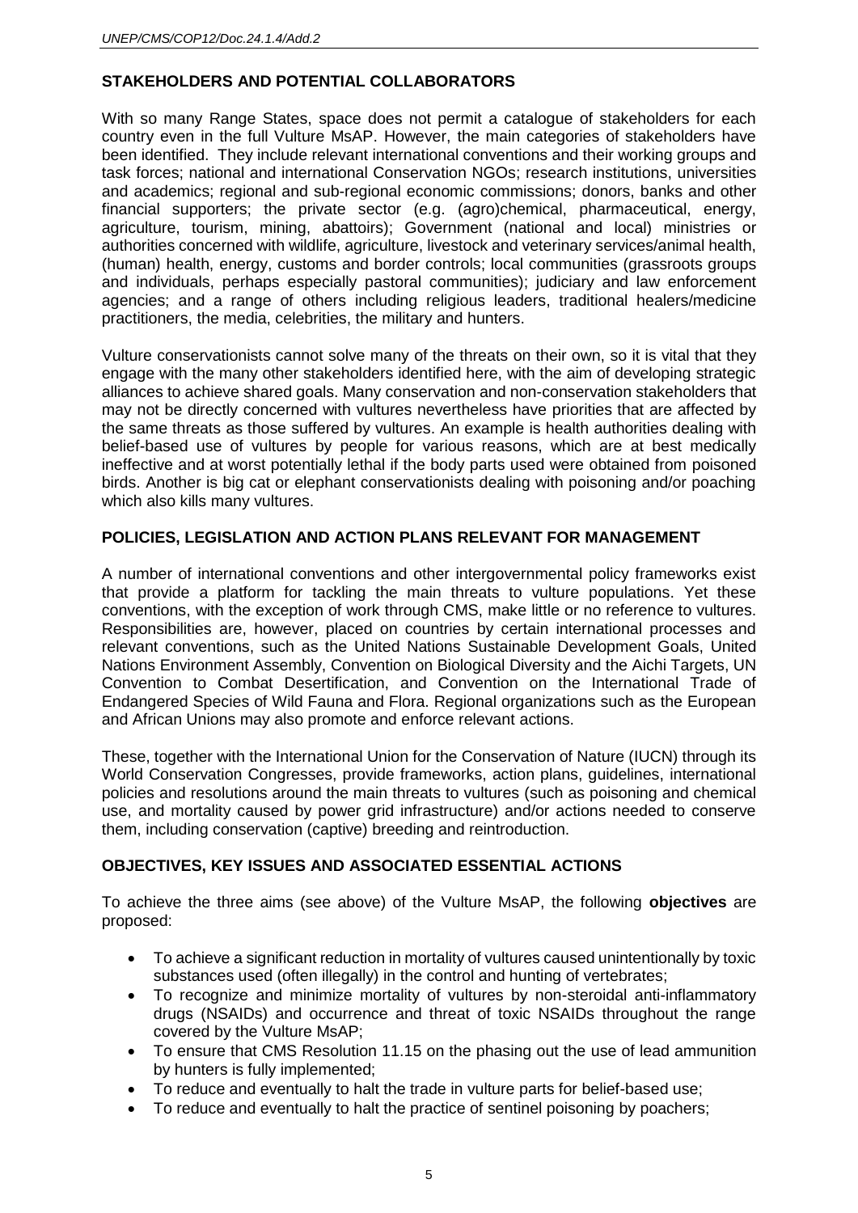## STAKEHOLDERS AND POTENTIAL COLLABORATORS

With so many Range States, space does not permit a catalogue of stakeholders for each country even in the full Vulture MsAP. However, the main categories of stakeholders have been identified. They include relevant international conventions and their working groups and task forces; national and international Conservation NGOs; research institutions, universities and academics; regional and sub-regional economic commissions; donors, banks and other financial supporters; the private sector (e.g. (agro)chemical, pharmaceutical, energy, agriculture, tourism, mining, abattoirs); Government (national and local) ministries or authorities concerned with wildlife, agriculture, livestock and veterinary services/animal health, (human) health, energy, customs and border controls; local communities (grassroots groups and individuals, perhaps especially pastoral communities); judiciary and law enforcement agencies; and a range of others including religious leaders, traditional healers/medicine practitioners, the media, celebrities, the military and hunters.

Vulture conservationists cannot solve many of the threats on their own, so it is vital that they engage with the many other stakeholders identified here, with the aim of developing strategic alliances to achieve shared goals. Many conservation and non-conservation stakeholders that may not be directly concerned with vultures nevertheless have priorities that are affected by the same threats as those suffered by vultures. An example is health authorities dealing with belief-based use of vultures by people for various reasons, which are at best medically ineffective and at worst potentially lethal if the body parts used were obtained from poisoned birds. Another is big cat or elephant conservationists dealing with poisoning and/or poaching which also kills many vultures.

## POLICIES, LEGISLATION AND ACTION PLANS RELEVANT FOR MANAGEMENT

A number of international conventions and other intergovernmental policy frameworks exist that provide a platform for tackling the main threats to vulture populations. Yet these conventions, with the exception of work through CMS, make little or no reference to vultures. Responsibilities are, however, placed on countries by certain international processes and relevant conventions, such as the United Nations Sustainable Development Goals, United Nations Environment Assembly, Convention on Biological Diversity and the Aichi Targets, UN Convention to Combat Desertification, and Convention on the International Trade of Endangered Species of Wild Fauna and Flora. Regional organizations such as the European and African Unions may also promote and enforce relevant actions.

These, together with the International Union for the Conservation of Nature (IUCN) through its World Conservation Congresses, provide frameworks, action plans, guidelines, international policies and resolutions around the main threats to vultures (such as poisoning and chemical use, and mortality caused by power grid infrastructure) and/or actions needed to conserve them, including conservation (captive) breeding and reintroduction.

## OBJECTIVES, KEY ISSUES AND ASSOCIATED ESSENTIAL ACTIONS

To achieve the three aims (see above) of the Vulture MsAP, the following **objectives** are proposed:

- To achieve a significant reduction in mortality of vultures caused unintentionally by toxic substances used (often illegally) in the control and hunting of vertebrates;
- To recognize and minimize mortality of vultures by non-steroidal anti-inflammatory drugs (NSAIDs) and occurrence and threat of toxic NSAIDs throughout the range covered by the Vulture MsAP;
- To ensure that CMS Resolution 11.15 on the phasing out the use of lead ammunition by hunters is fully implemented;
- To reduce and eventually to halt the trade in vulture parts for belief-based use;
- To reduce and eventually to halt the practice of sentinel poisoning by poachers;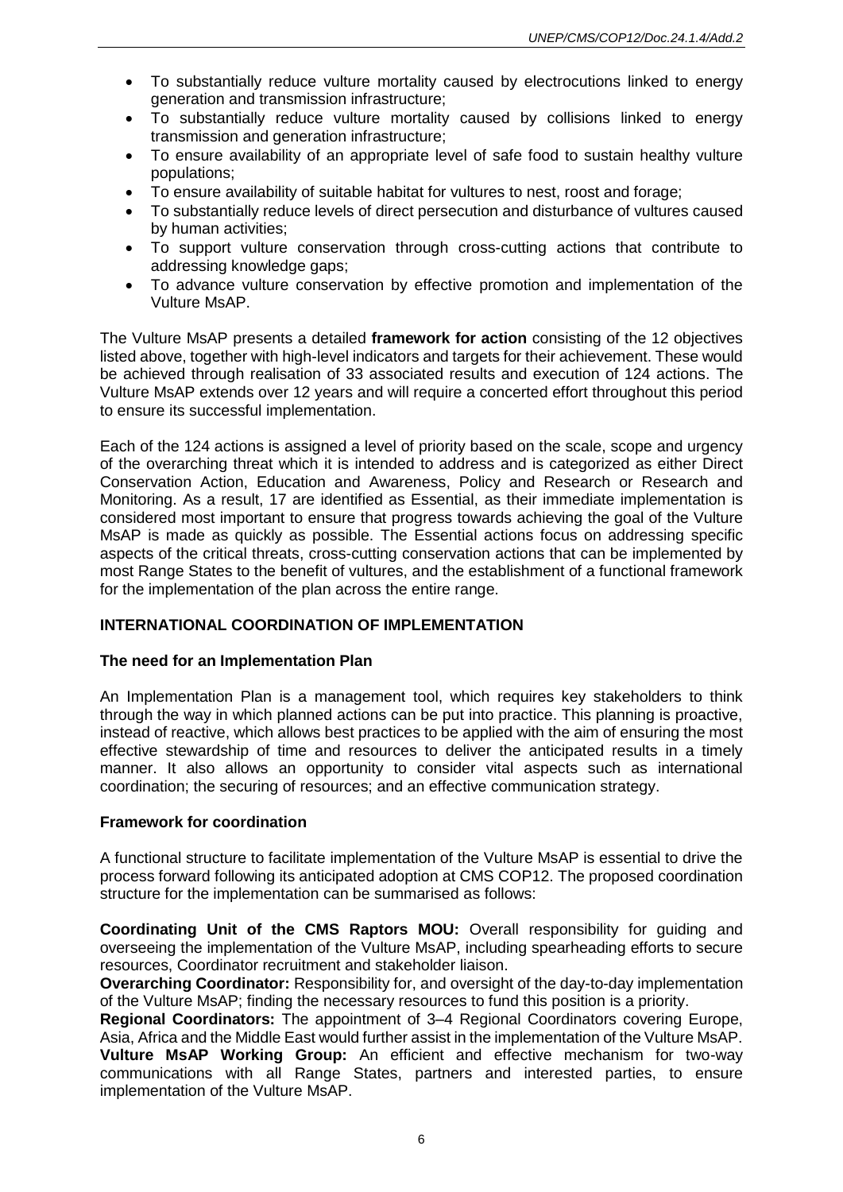- To substantially reduce vulture mortality caused by electrocutions linked to energy generation and transmission infrastructure;
- To substantially reduce vulture mortality caused by collisions linked to energy transmission and generation infrastructure;
- To ensure availability of an appropriate level of safe food to sustain healthy vulture populations;
- To ensure availability of suitable habitat for vultures to nest, roost and forage;
- To substantially reduce levels of direct persecution and disturbance of vultures caused by human activities;
- To support vulture conservation through cross-cutting actions that contribute to addressing knowledge gaps;
- To advance vulture conservation by effective promotion and implementation of the Vulture MsAP.

The Vulture MsAP presents a detailed **framework for action** consisting of the 12 objectives listed above, together with high-level indicators and targets for their achievement. These would be achieved through realisation of 33 associated results and execution of 124 actions. The Vulture MsAP extends over 12 years and will require a concerted effort throughout this period to ensure its successful implementation.

Each of the 124 actions is assigned a level of priority based on the scale, scope and urgency of the overarching threat which it is intended to address and is categorized as either Direct Conservation Action, Education and Awareness, Policy and Research or Research and Monitoring. As a result, 17 are identified as Essential, as their immediate implementation is considered most important to ensure that progress towards achieving the goal of the Vulture MsAP is made as quickly as possible. The Essential actions focus on addressing specific aspects of the critical threats, cross-cutting conservation actions that can be implemented by most Range States to the benefit of vultures, and the establishment of a functional framework for the implementation of the plan across the entire range.

## INTERNATIONAL COORDINATION OF IMPLEMENTATION

### The need for an Implementation Plan

An Implementation Plan is a management tool, which requires key stakeholders to think through the way in which planned actions can be put into practice. This planning is proactive, instead of reactive, which allows best practices to be applied with the aim of ensuring the most effective stewardship of time and resources to deliver the anticipated results in a timely manner. It also allows an opportunity to consider vital aspects such as international coordination; the securing of resources; and an effective communication strategy.

### Framework for coordination

A functional structure to facilitate implementation of the Vulture MsAP is essential to drive the process forward following its anticipated adoption at CMS COP12. The proposed coordination structure for the implementation can be summarised as follows:

**Coordinating Unit of the CMS Raptors MOU:** Overall responsibility for guiding and overseeing the implementation of the Vulture MsAP, including spearheading efforts to secure resources, Coordinator recruitment and stakeholder liaison.
**Overarching Coordinator:** Responsibility for, and oversight of the day-to-day implementation of the Vulture MsAP; finding the necessary resources to fund this position is a priority.
**Regional Coordinators:** The appointment of 3–4 Regional Coordinators covering Europe, Asia, Africa and the Middle East would further assist in the implementation of the Vulture MsAP.
**Vulture MsAP Working Group:** An efficient and effective mechanism for two-way communications with all Range States, partners and interested parties, to ensure implementation of the Vulture MsAP.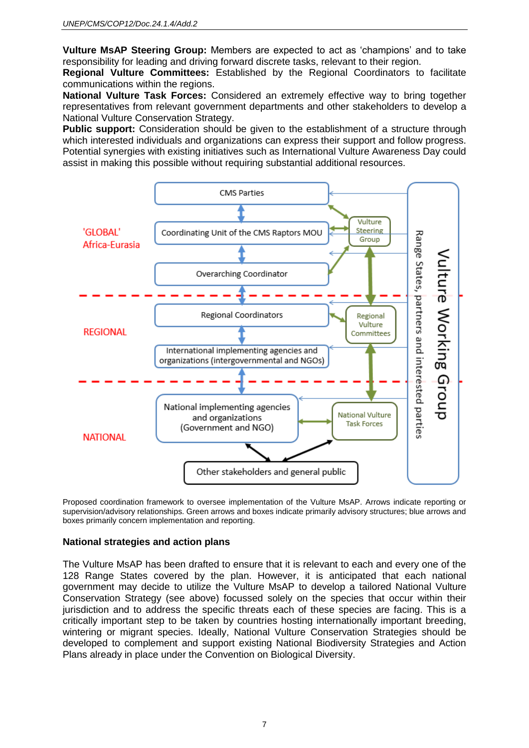**Vulture MsAP Steering Group:** Members are expected to act as 'champions' and to take responsibility for leading and driving forward discrete tasks, relevant to their region.
**Regional Vulture Committees:** Established by the Regional Coordinators to facilitate communications within the regions.
**National Vulture Task Forces:** Considered an extremely effective way to bring together representatives from relevant government departments and other stakeholders to develop a National Vulture Conservation Strategy.
**Public support:** Consideration should be given to the establishment of a structure through which interested individuals and organizations can express their support and follow progress. Potential synergies with existing initiatives such as International Vulture Awareness Day could assist in making this possible without requiring substantial additional resources.

'GLOBAL' Africa-Eurasia

CMS Parties

Coordinating Unit of the CMS Raptors MOU

Overarching Coordinator

Vulture Steering Group

REGIONAL

Regional Coordinators

International implementing agencies and organizations (intergovernmental and NGOs)

Regional Vulture Committees

NATIONAL

National implementing agencies and organizations (Government and NGO)

National Vulture Task Forces

Other stakeholders and general public

Vulture Working Group

Range States, partners and interested parties

Proposed coordination framework to oversee implementation of the Vulture MsAP. Arrows indicate reporting or supervision/advisory relationships. Green arrows and boxes indicate primarily advisory structures; blue arrows and boxes primarily concern implementation and reporting.

### National strategies and action plans

The Vulture MsAP has been drafted to ensure that it is relevant to each and every one of the 128 Range States covered by the plan. However, it is anticipated that each national government may decide to utilize the Vulture MsAP to develop a tailored National Vulture Conservation Strategy (see above) focussed solely on the species that occur within their jurisdiction and to address the specific threats each of these species are facing. This is a critically important step to be taken by countries hosting internationally important breeding, wintering or migrant species. Ideally, National Vulture Conservation Strategies should be developed to complement and support existing National Biodiversity Strategies and Action Plans already in place under the Convention on Biological Diversity.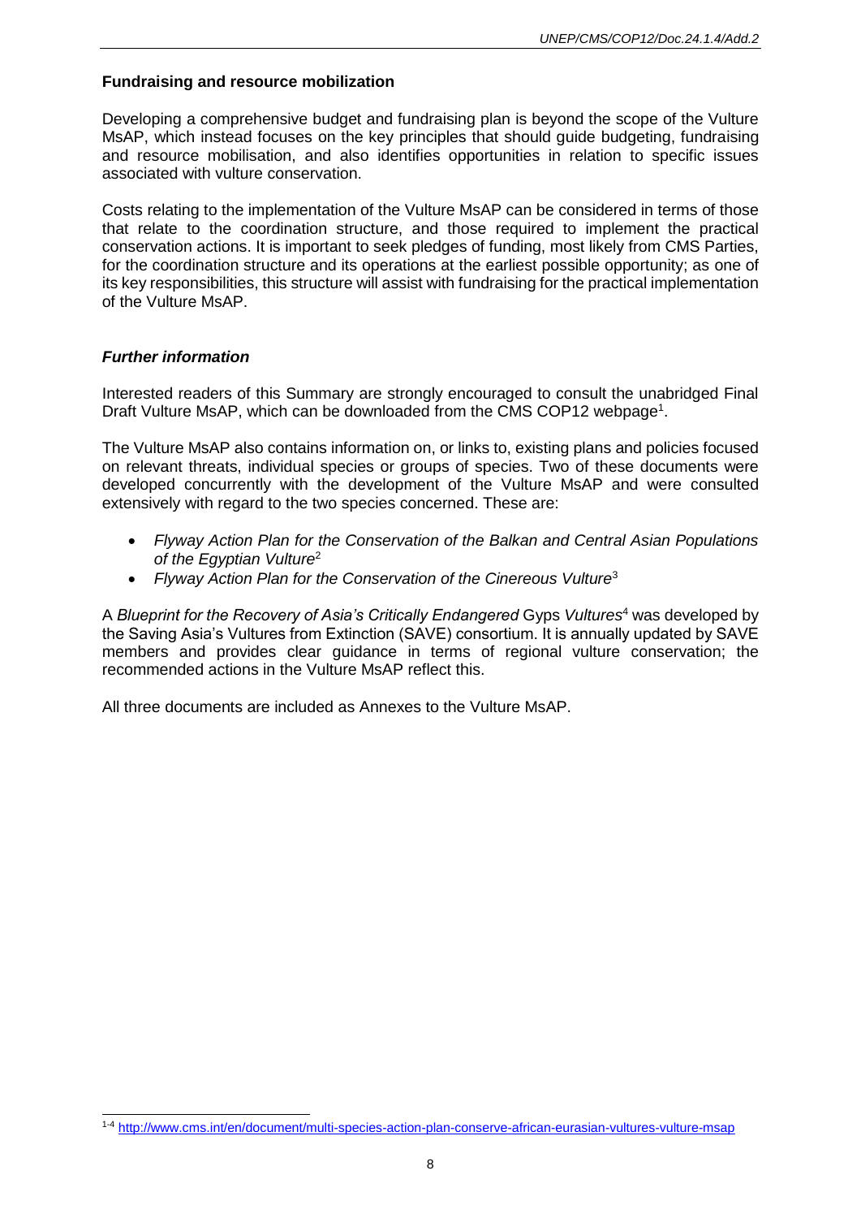**Fundraising and resource mobilization**

Developing a comprehensive budget and fundraising plan is beyond the scope of the Vulture MsAP, which instead focuses on the key principles that should guide budgeting, fundraising and resource mobilisation, and also identifies opportunities in relation to specific issues associated with vulture conservation.

Costs relating to the implementation of the Vulture MsAP can be considered in terms of those that relate to the coordination structure, and those required to implement the practical conservation actions. It is important to seek pledges of funding, most likely from CMS Parties, for the coordination structure and its operations at the earliest possible opportunity; as one of its key responsibilities, this structure will assist with fundraising for the practical implementation of the Vulture MsAP.

***Further information***

Interested readers of this Summary are strongly encouraged to consult the unabridged Final Draft Vulture MsAP, which can be downloaded from the CMS COP12 webpage[1].

The Vulture MsAP also contains information on, or links to, existing plans and policies focused on relevant threats, individual species or groups of species. Two of these documents were developed concurrently with the development of the Vulture MsAP and were consulted extensively with regard to the two species concerned. These are:

- *Flyway Action Plan for the Conservation of the Balkan and Central Asian Populations of the Egyptian Vulture*[2]
- *Flyway Action Plan for the Conservation of the Cinereous Vulture*[3]

A *Blueprint for the Recovery of Asia's Critically Endangered* Gyps *Vultures*[4] was developed by the Saving Asia's Vultures from Extinction (SAVE) consortium. It is annually updated by SAVE members and provides clear guidance in terms of regional vulture conservation; the recommended actions in the Vulture MsAP reflect this.

All three documents are included as Annexes to the Vulture MsAP.

---

[1-4] http://www.cms.int/en/document/multi-species-action-plan-conserve-african-eurasian-vultures-vulture-msap